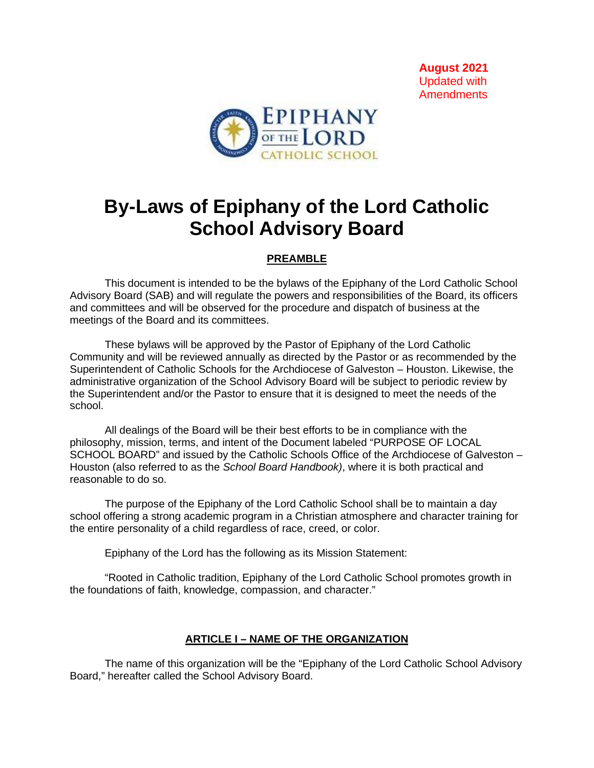**August 2021**
Updated with
Amendments

# By-Laws of Epiphany of the Lord Catholic School Advisory Board

## PREAMBLE

This document is intended to be the bylaws of the Epiphany of the Lord Catholic School Advisory Board (SAB) and will regulate the powers and responsibilities of the Board, its officers and committees and will be observed for the procedure and dispatch of business at the meetings of the Board and its committees.

These bylaws will be approved by the Pastor of Epiphany of the Lord Catholic Community and will be reviewed annually as directed by the Pastor or as recommended by the Superintendent of Catholic Schools for the Archdiocese of Galveston – Houston. Likewise, the administrative organization of the School Advisory Board will be subject to periodic review by the Superintendent and/or the Pastor to ensure that it is designed to meet the needs of the school.

All dealings of the Board will be their best efforts to be in compliance with the philosophy, mission, terms, and intent of the Document labeled "PURPOSE OF LOCAL SCHOOL BOARD" and issued by the Catholic Schools Office of the Archdiocese of Galveston – Houston (also referred to as the *School Board Handbook)*, where it is both practical and reasonable to do so.

The purpose of the Epiphany of the Lord Catholic School shall be to maintain a day school offering a strong academic program in a Christian atmosphere and character training for the entire personality of a child regardless of race, creed, or color.

Epiphany of the Lord has the following as its Mission Statement:

"Rooted in Catholic tradition, Epiphany of the Lord Catholic School promotes growth in the foundations of faith, knowledge, compassion, and character."

## ARTICLE I – NAME OF THE ORGANIZATION

The name of this organization will be the "Epiphany of the Lord Catholic School Advisory Board," hereafter called the School Advisory Board.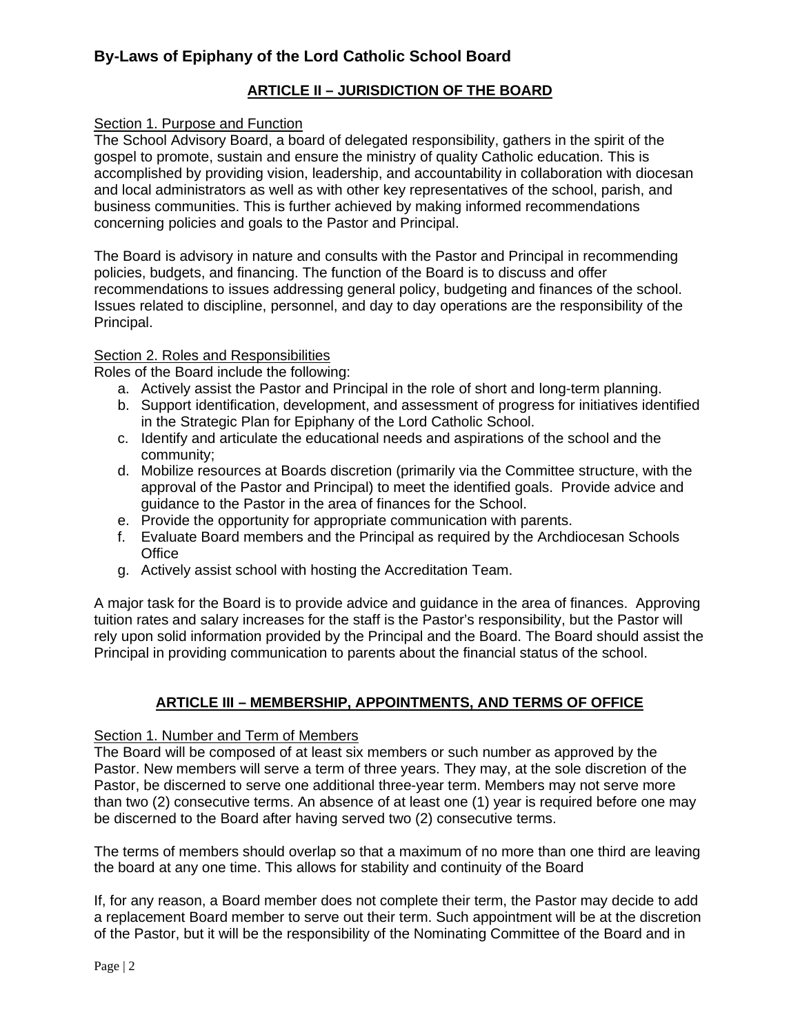# By-Laws of Epiphany of the Lord Catholic School Board

## ARTICLE II – JURISDICTION OF THE BOARD

Section 1. Purpose and Function

The School Advisory Board, a board of delegated responsibility, gathers in the spirit of the gospel to promote, sustain and ensure the ministry of quality Catholic education. This is accomplished by providing vision, leadership, and accountability in collaboration with diocesan and local administrators as well as with other key representatives of the school, parish, and business communities. This is further achieved by making informed recommendations concerning policies and goals to the Pastor and Principal.

The Board is advisory in nature and consults with the Pastor and Principal in recommending policies, budgets, and financing. The function of the Board is to discuss and offer recommendations to issues addressing general policy, budgeting and finances of the school. Issues related to discipline, personnel, and day to day operations are the responsibility of the Principal.

Section 2. Roles and Responsibilities

Roles of the Board include the following:

a. Actively assist the Pastor and Principal in the role of short and long-term planning.
b. Support identification, development, and assessment of progress for initiatives identified in the Strategic Plan for Epiphany of the Lord Catholic School.
c. Identify and articulate the educational needs and aspirations of the school and the community;
d. Mobilize resources at Boards discretion (primarily via the Committee structure, with the approval of the Pastor and Principal) to meet the identified goals. Provide advice and guidance to the Pastor in the area of finances for the School.
e. Provide the opportunity for appropriate communication with parents.
f. Evaluate Board members and the Principal as required by the Archdiocesan Schools Office
g. Actively assist school with hosting the Accreditation Team.

A major task for the Board is to provide advice and guidance in the area of finances. Approving tuition rates and salary increases for the staff is the Pastor's responsibility, but the Pastor will rely upon solid information provided by the Principal and the Board. The Board should assist the Principal in providing communication to parents about the financial status of the school.

## ARTICLE III – MEMBERSHIP, APPOINTMENTS, AND TERMS OF OFFICE

Section 1. Number and Term of Members

The Board will be composed of at least six members or such number as approved by the Pastor. New members will serve a term of three years. They may, at the sole discretion of the Pastor, be discerned to serve one additional three-year term. Members may not serve more than two (2) consecutive terms. An absence of at least one (1) year is required before one may be discerned to the Board after having served two (2) consecutive terms.

The terms of members should overlap so that a maximum of no more than one third are leaving the board at any one time. This allows for stability and continuity of the Board

If, for any reason, a Board member does not complete their term, the Pastor may decide to add a replacement Board member to serve out their term. Such appointment will be at the discretion of the Pastor, but it will be the responsibility of the Nominating Committee of the Board and in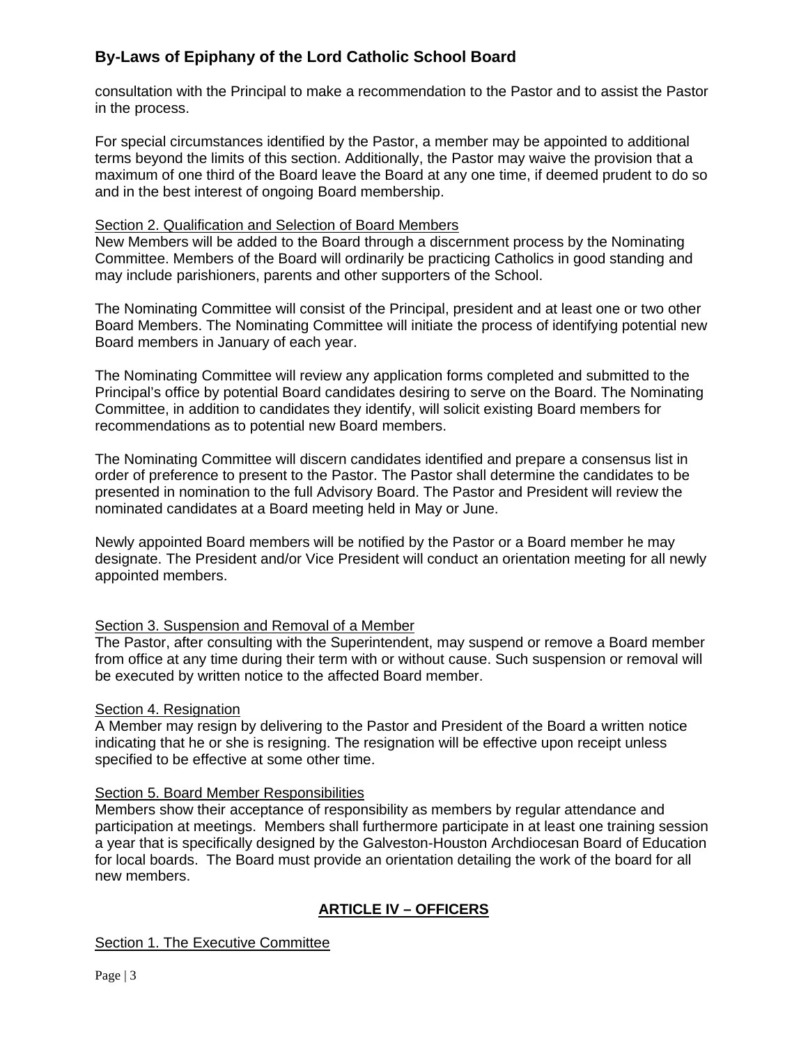consultation with the Principal to make a recommendation to the Pastor and to assist the Pastor in the process.

For special circumstances identified by the Pastor, a member may be appointed to additional terms beyond the limits of this section. Additionally, the Pastor may waive the provision that a maximum of one third of the Board leave the Board at any one time, if deemed prudent to do so and in the best interest of ongoing Board membership.

<u>Section 2. Qualification and Selection of Board Members</u>
New Members will be added to the Board through a discernment process by the Nominating Committee. Members of the Board will ordinarily be practicing Catholics in good standing and may include parishioners, parents and other supporters of the School.

The Nominating Committee will consist of the Principal, president and at least one or two other Board Members. The Nominating Committee will initiate the process of identifying potential new Board members in January of each year.

The Nominating Committee will review any application forms completed and submitted to the Principal's office by potential Board candidates desiring to serve on the Board. The Nominating Committee, in addition to candidates they identify, will solicit existing Board members for recommendations as to potential new Board members.

The Nominating Committee will discern candidates identified and prepare a consensus list in order of preference to present to the Pastor. The Pastor shall determine the candidates to be presented in nomination to the full Advisory Board. The Pastor and President will review the nominated candidates at a Board meeting held in May or June.

Newly appointed Board members will be notified by the Pastor or a Board member he may designate. The President and/or Vice President will conduct an orientation meeting for all newly appointed members.

<u>Section 3. Suspension and Removal of a Member</u>
The Pastor, after consulting with the Superintendent, may suspend or remove a Board member from office at any time during their term with or without cause. Such suspension or removal will be executed by written notice to the affected Board member.

<u>Section 4. Resignation</u>
A Member may resign by delivering to the Pastor and President of the Board a written notice indicating that he or she is resigning. The resignation will be effective upon receipt unless specified to be effective at some other time.

<u>Section 5. Board Member Responsibilities</u>
Members show their acceptance of responsibility as members by regular attendance and participation at meetings. Members shall furthermore participate in at least one training session a year that is specifically designed by the Galveston-Houston Archdiocesan Board of Education for local boards. The Board must provide an orientation detailing the work of the board for all new members.

## ARTICLE IV – OFFICERS

<u>Section 1. The Executive Committee</u>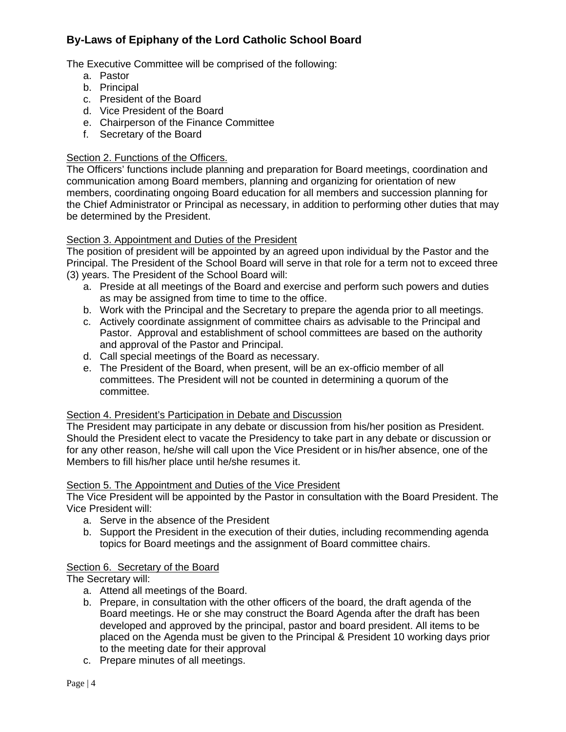## By-Laws of Epiphany of the Lord Catholic School Board

The Executive Committee will be comprised of the following:

a. Pastor
b. Principal
c. President of the Board
d. Vice President of the Board
e. Chairperson of the Finance Committee
f. Secretary of the Board

Section 2. Functions of the Officers.

The Officers' functions include planning and preparation for Board meetings, coordination and communication among Board members, planning and organizing for orientation of new members, coordinating ongoing Board education for all members and succession planning for the Chief Administrator or Principal as necessary, in addition to performing other duties that may be determined by the President.

Section 3. Appointment and Duties of the President

The position of president will be appointed by an agreed upon individual by the Pastor and the Principal. The President of the School Board will serve in that role for a term not to exceed three (3) years. The President of the School Board will:

a. Preside at all meetings of the Board and exercise and perform such powers and duties as may be assigned from time to time to the office.
b. Work with the Principal and the Secretary to prepare the agenda prior to all meetings.
c. Actively coordinate assignment of committee chairs as advisable to the Principal and Pastor. Approval and establishment of school committees are based on the authority and approval of the Pastor and Principal.
d. Call special meetings of the Board as necessary.
e. The President of the Board, when present, will be an ex-officio member of all committees. The President will not be counted in determining a quorum of the committee.

Section 4. President's Participation in Debate and Discussion

The President may participate in any debate or discussion from his/her position as President. Should the President elect to vacate the Presidency to take part in any debate or discussion or for any other reason, he/she will call upon the Vice President or in his/her absence, one of the Members to fill his/her place until he/she resumes it.

Section 5. The Appointment and Duties of the Vice President

The Vice President will be appointed by the Pastor in consultation with the Board President. The Vice President will:

a. Serve in the absence of the President
b. Support the President in the execution of their duties, including recommending agenda topics for Board meetings and the assignment of Board committee chairs.

Section 6. Secretary of the Board

The Secretary will:

a. Attend all meetings of the Board.
b. Prepare, in consultation with the other officers of the board, the draft agenda of the Board meetings. He or she may construct the Board Agenda after the draft has been developed and approved by the principal, pastor and board president. All items to be placed on the Agenda must be given to the Principal & President 10 working days prior to the meeting date for their approval
c. Prepare minutes of all meetings.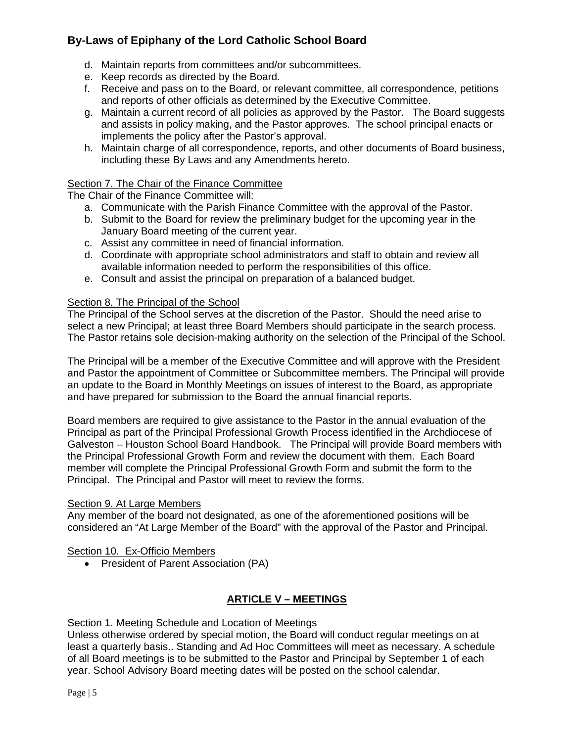d. Maintain reports from committees and/or subcommittees.
e. Keep records as directed by the Board.
f. Receive and pass on to the Board, or relevant committee, all correspondence, petitions and reports of other officials as determined by the Executive Committee.
g. Maintain a current record of all policies as approved by the Pastor. The Board suggests and assists in policy making, and the Pastor approves. The school principal enacts or implements the policy after the Pastor's approval.
h. Maintain charge of all correspondence, reports, and other documents of Board business, including these By Laws and any Amendments hereto.

<u>Section 7. The Chair of the Finance Committee</u>

The Chair of the Finance Committee will:

a. Communicate with the Parish Finance Committee with the approval of the Pastor.
b. Submit to the Board for review the preliminary budget for the upcoming year in the January Board meeting of the current year.
c. Assist any committee in need of financial information.
d. Coordinate with appropriate school administrators and staff to obtain and review all available information needed to perform the responsibilities of this office.
e. Consult and assist the principal on preparation of a balanced budget.

<u>Section 8. The Principal of the School</u>

The Principal of the School serves at the discretion of the Pastor. Should the need arise to select a new Principal; at least three Board Members should participate in the search process. The Pastor retains sole decision-making authority on the selection of the Principal of the School.

The Principal will be a member of the Executive Committee and will approve with the President and Pastor the appointment of Committee or Subcommittee members. The Principal will provide an update to the Board in Monthly Meetings on issues of interest to the Board, as appropriate and have prepared for submission to the Board the annual financial reports.

Board members are required to give assistance to the Pastor in the annual evaluation of the Principal as part of the Principal Professional Growth Process identified in the Archdiocese of Galveston – Houston School Board Handbook. The Principal will provide Board members with the Principal Professional Growth Form and review the document with them. Each Board member will complete the Principal Professional Growth Form and submit the form to the Principal. The Principal and Pastor will meet to review the forms.

<u>Section 9. At Large Members</u>

Any member of the board not designated, as one of the aforementioned positions will be considered an "At Large Member of the Board" with the approval of the Pastor and Principal.

<u>Section 10. Ex-Officio Members</u>

- President of Parent Association (PA)

## ARTICLE V – MEETINGS

<u>Section 1. Meeting Schedule and Location of Meetings</u>

Unless otherwise ordered by special motion, the Board will conduct regular meetings on at least a quarterly basis.. Standing and Ad Hoc Committees will meet as necessary. A schedule of all Board meetings is to be submitted to the Pastor and Principal by September 1 of each year. School Advisory Board meeting dates will be posted on the school calendar.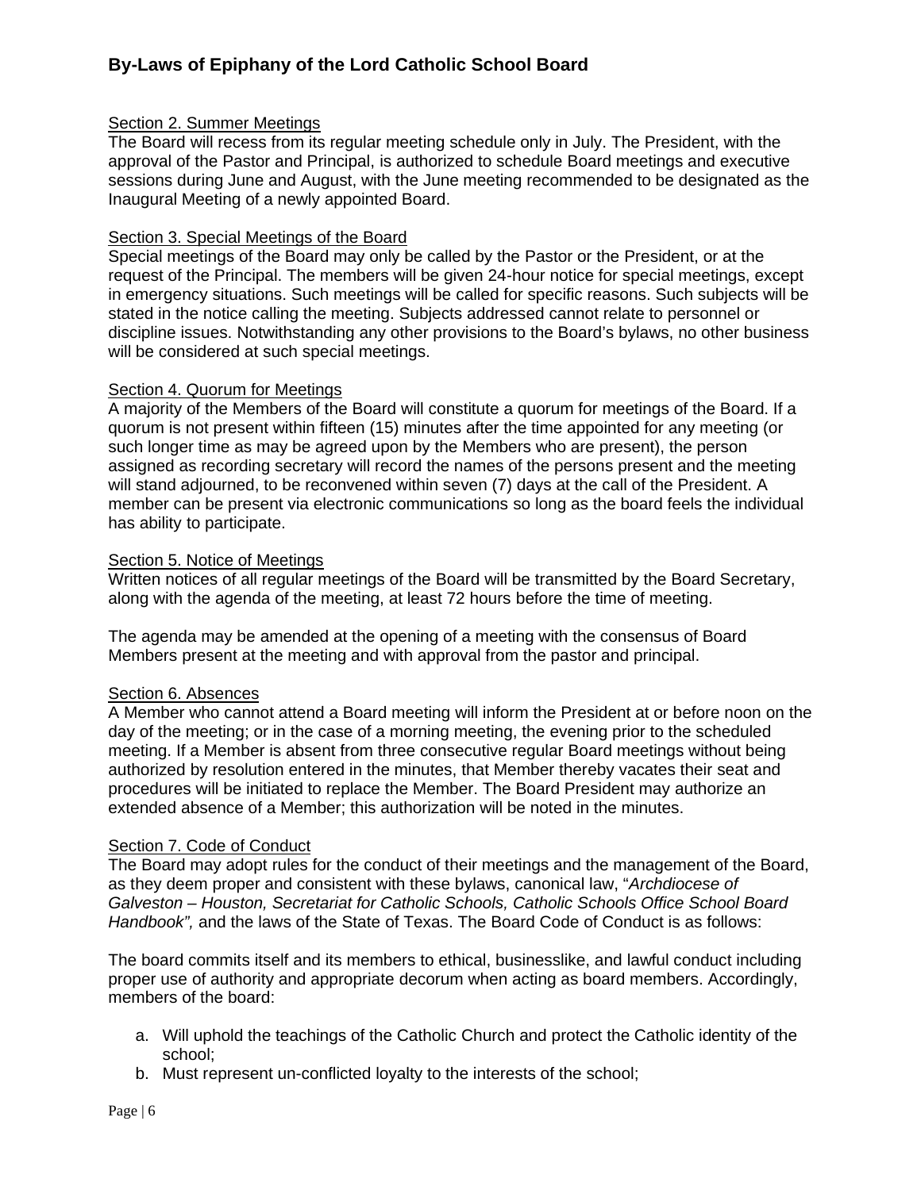Section 2. Summer Meetings

The Board will recess from its regular meeting schedule only in July. The President, with the approval of the Pastor and Principal, is authorized to schedule Board meetings and executive sessions during June and August, with the June meeting recommended to be designated as the Inaugural Meeting of a newly appointed Board.

Section 3. Special Meetings of the Board

Special meetings of the Board may only be called by the Pastor or the President, or at the request of the Principal. The members will be given 24-hour notice for special meetings, except in emergency situations. Such meetings will be called for specific reasons. Such subjects will be stated in the notice calling the meeting. Subjects addressed cannot relate to personnel or discipline issues. Notwithstanding any other provisions to the Board's bylaws, no other business will be considered at such special meetings.

Section 4. Quorum for Meetings

A majority of the Members of the Board will constitute a quorum for meetings of the Board. If a quorum is not present within fifteen (15) minutes after the time appointed for any meeting (or such longer time as may be agreed upon by the Members who are present), the person assigned as recording secretary will record the names of the persons present and the meeting will stand adjourned, to be reconvened within seven (7) days at the call of the President. A member can be present via electronic communications so long as the board feels the individual has ability to participate.

Section 5. Notice of Meetings

Written notices of all regular meetings of the Board will be transmitted by the Board Secretary, along with the agenda of the meeting, at least 72 hours before the time of meeting.

The agenda may be amended at the opening of a meeting with the consensus of Board Members present at the meeting and with approval from the pastor and principal.

Section 6. Absences

A Member who cannot attend a Board meeting will inform the President at or before noon on the day of the meeting; or in the case of a morning meeting, the evening prior to the scheduled meeting. If a Member is absent from three consecutive regular Board meetings without being authorized by resolution entered in the minutes, that Member thereby vacates their seat and procedures will be initiated to replace the Member. The Board President may authorize an extended absence of a Member; this authorization will be noted in the minutes.

Section 7. Code of Conduct

The Board may adopt rules for the conduct of their meetings and the management of the Board, as they deem proper and consistent with these bylaws, canonical law, "*Archdiocese of Galveston – Houston, Secretariat for Catholic Schools, Catholic Schools Office School Board Handbook",* and the laws of the State of Texas. The Board Code of Conduct is as follows:

The board commits itself and its members to ethical, businesslike, and lawful conduct including proper use of authority and appropriate decorum when acting as board members. Accordingly, members of the board:

a. Will uphold the teachings of the Catholic Church and protect the Catholic identity of the school;
b. Must represent un-conflicted loyalty to the interests of the school;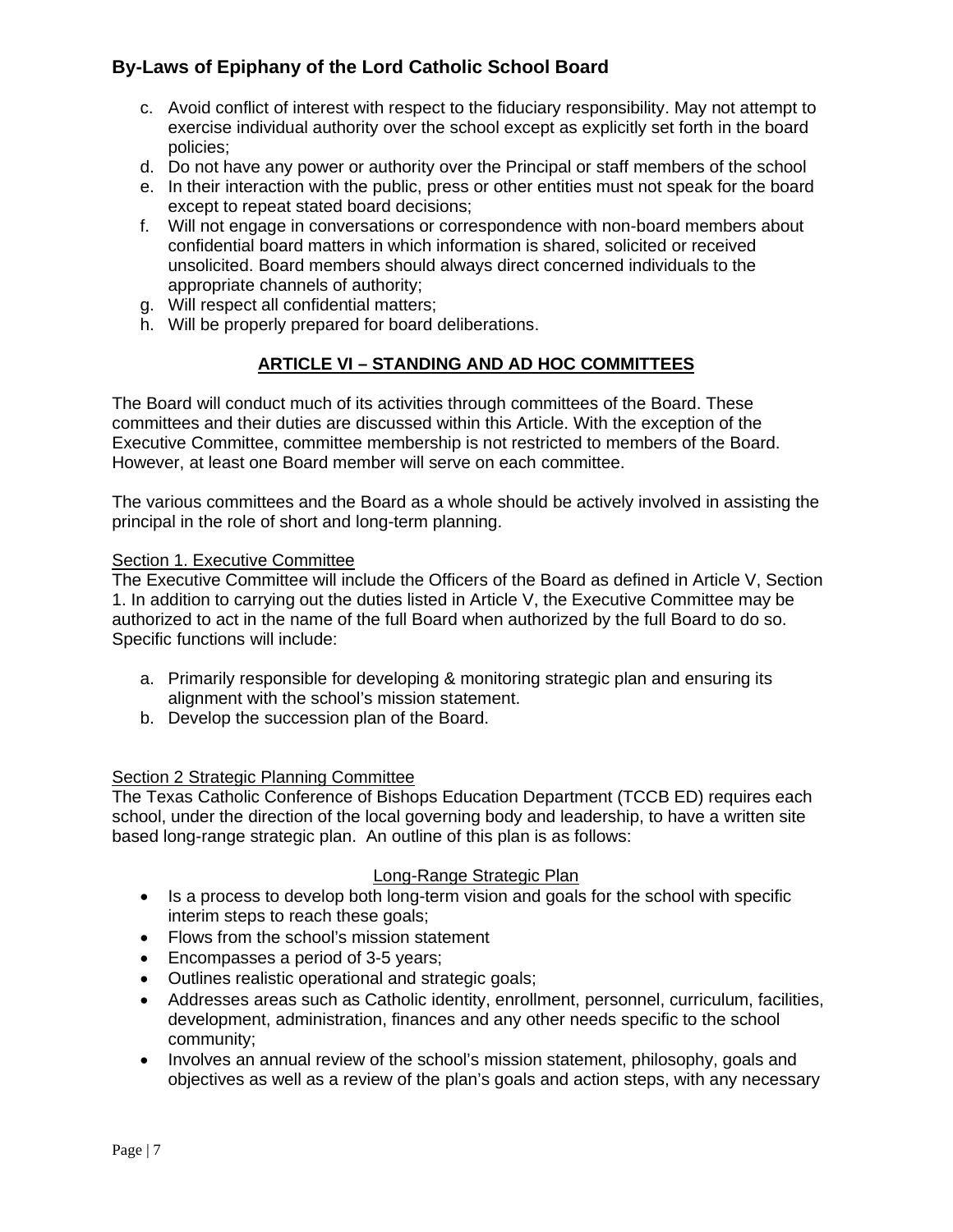c. Avoid conflict of interest with respect to the fiduciary responsibility. May not attempt to exercise individual authority over the school except as explicitly set forth in the board policies;
d. Do not have any power or authority over the Principal or staff members of the school
e. In their interaction with the public, press or other entities must not speak for the board except to repeat stated board decisions;
f. Will not engage in conversations or correspondence with non-board members about confidential board matters in which information is shared, solicited or received unsolicited. Board members should always direct concerned individuals to the appropriate channels of authority;
g. Will respect all confidential matters;
h. Will be properly prepared for board deliberations.

## ARTICLE VI – STANDING AND AD HOC COMMITTEES

The Board will conduct much of its activities through committees of the Board. These committees and their duties are discussed within this Article. With the exception of the Executive Committee, committee membership is not restricted to members of the Board. However, at least one Board member will serve on each committee.

The various committees and the Board as a whole should be actively involved in assisting the principal in the role of short and long-term planning.

### Section 1. Executive Committee

The Executive Committee will include the Officers of the Board as defined in Article V, Section 1. In addition to carrying out the duties listed in Article V, the Executive Committee may be authorized to act in the name of the full Board when authorized by the full Board to do so. Specific functions will include:

a. Primarily responsible for developing & monitoring strategic plan and ensuring its alignment with the school's mission statement.
b. Develop the succession plan of the Board.

### Section 2 Strategic Planning Committee

The Texas Catholic Conference of Bishops Education Department (TCCB ED) requires each school, under the direction of the local governing body and leadership, to have a written site based long-range strategic plan. An outline of this plan is as follows:

#### Long-Range Strategic Plan

- Is a process to develop both long-term vision and goals for the school with specific interim steps to reach these goals;
- Flows from the school's mission statement
- Encompasses a period of 3-5 years;
- Outlines realistic operational and strategic goals;
- Addresses areas such as Catholic identity, enrollment, personnel, curriculum, facilities, development, administration, finances and any other needs specific to the school community;
- Involves an annual review of the school's mission statement, philosophy, goals and objectives as well as a review of the plan's goals and action steps, with any necessary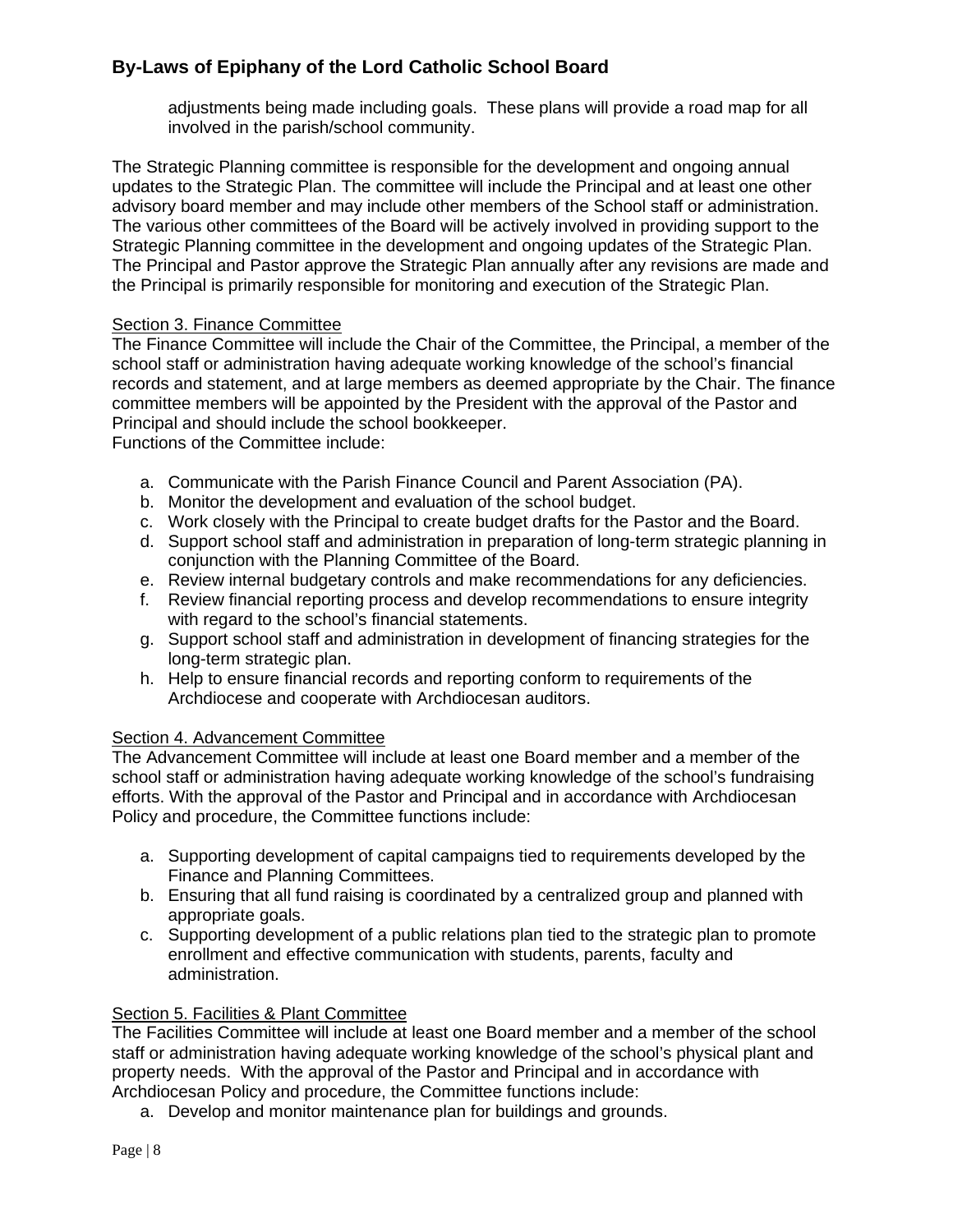adjustments being made including goals. These plans will provide a road map for all involved in the parish/school community.

The Strategic Planning committee is responsible for the development and ongoing annual updates to the Strategic Plan. The committee will include the Principal and at least one other advisory board member and may include other members of the School staff or administration. The various other committees of the Board will be actively involved in providing support to the Strategic Planning committee in the development and ongoing updates of the Strategic Plan. The Principal and Pastor approve the Strategic Plan annually after any revisions are made and the Principal is primarily responsible for monitoring and execution of the Strategic Plan.

Section 3. Finance Committee

The Finance Committee will include the Chair of the Committee, the Principal, a member of the school staff or administration having adequate working knowledge of the school's financial records and statement, and at large members as deemed appropriate by the Chair. The finance committee members will be appointed by the President with the approval of the Pastor and Principal and should include the school bookkeeper.
Functions of the Committee include:

a. Communicate with the Parish Finance Council and Parent Association (PA).
b. Monitor the development and evaluation of the school budget.
c. Work closely with the Principal to create budget drafts for the Pastor and the Board.
d. Support school staff and administration in preparation of long-term strategic planning in conjunction with the Planning Committee of the Board.
e. Review internal budgetary controls and make recommendations for any deficiencies.
f. Review financial reporting process and develop recommendations to ensure integrity with regard to the school's financial statements.
g. Support school staff and administration in development of financing strategies for the long-term strategic plan.
h. Help to ensure financial records and reporting conform to requirements of the Archdiocese and cooperate with Archdiocesan auditors.

Section 4. Advancement Committee

The Advancement Committee will include at least one Board member and a member of the school staff or administration having adequate working knowledge of the school's fundraising efforts. With the approval of the Pastor and Principal and in accordance with Archdiocesan Policy and procedure, the Committee functions include:

a. Supporting development of capital campaigns tied to requirements developed by the Finance and Planning Committees.
b. Ensuring that all fund raising is coordinated by a centralized group and planned with appropriate goals.
c. Supporting development of a public relations plan tied to the strategic plan to promote enrollment and effective communication with students, parents, faculty and administration.

Section 5. Facilities & Plant Committee

The Facilities Committee will include at least one Board member and a member of the school staff or administration having adequate working knowledge of the school's physical plant and property needs. With the approval of the Pastor and Principal and in accordance with Archdiocesan Policy and procedure, the Committee functions include:

a. Develop and monitor maintenance plan for buildings and grounds.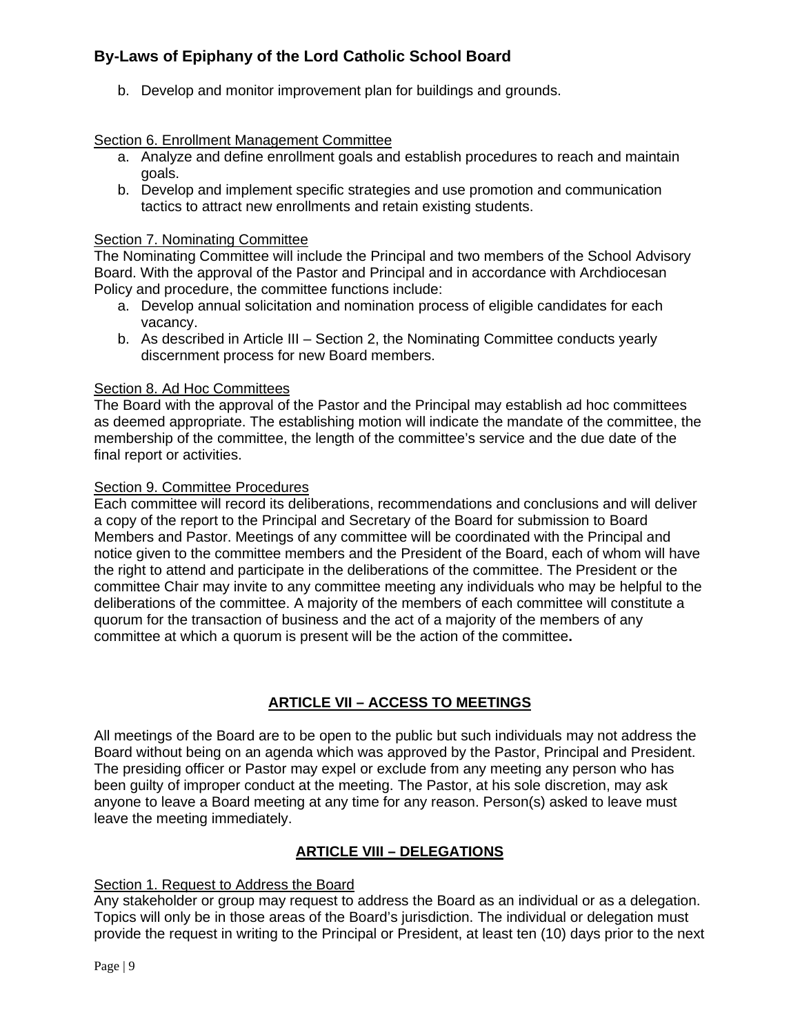b. Develop and monitor improvement plan for buildings and grounds.

Section 6. Enrollment Management Committee

a. Analyze and define enrollment goals and establish procedures to reach and maintain goals.
b. Develop and implement specific strategies and use promotion and communication tactics to attract new enrollments and retain existing students.

Section 7. Nominating Committee

The Nominating Committee will include the Principal and two members of the School Advisory Board. With the approval of the Pastor and Principal and in accordance with Archdiocesan Policy and procedure, the committee functions include:

a. Develop annual solicitation and nomination process of eligible candidates for each vacancy.
b. As described in Article III – Section 2, the Nominating Committee conducts yearly discernment process for new Board members.

Section 8. Ad Hoc Committees

The Board with the approval of the Pastor and the Principal may establish ad hoc committees as deemed appropriate. The establishing motion will indicate the mandate of the committee, the membership of the committee, the length of the committee's service and the due date of the final report or activities.

Section 9. Committee Procedures

Each committee will record its deliberations, recommendations and conclusions and will deliver a copy of the report to the Principal and Secretary of the Board for submission to Board Members and Pastor. Meetings of any committee will be coordinated with the Principal and notice given to the committee members and the President of the Board, each of whom will have the right to attend and participate in the deliberations of the committee. The President or the committee Chair may invite to any committee meeting any individuals who may be helpful to the deliberations of the committee. A majority of the members of each committee will constitute a quorum for the transaction of business and the act of a majority of the members of any committee at which a quorum is present will be the action of the committee**.**

## ARTICLE VII – ACCESS TO MEETINGS

All meetings of the Board are to be open to the public but such individuals may not address the Board without being on an agenda which was approved by the Pastor, Principal and President. The presiding officer or Pastor may expel or exclude from any meeting any person who has been guilty of improper conduct at the meeting. The Pastor, at his sole discretion, may ask anyone to leave a Board meeting at any time for any reason. Person(s) asked to leave must leave the meeting immediately.

## ARTICLE VIII – DELEGATIONS

Section 1. Request to Address the Board

Any stakeholder or group may request to address the Board as an individual or as a delegation. Topics will only be in those areas of the Board's jurisdiction. The individual or delegation must provide the request in writing to the Principal or President, at least ten (10) days prior to the next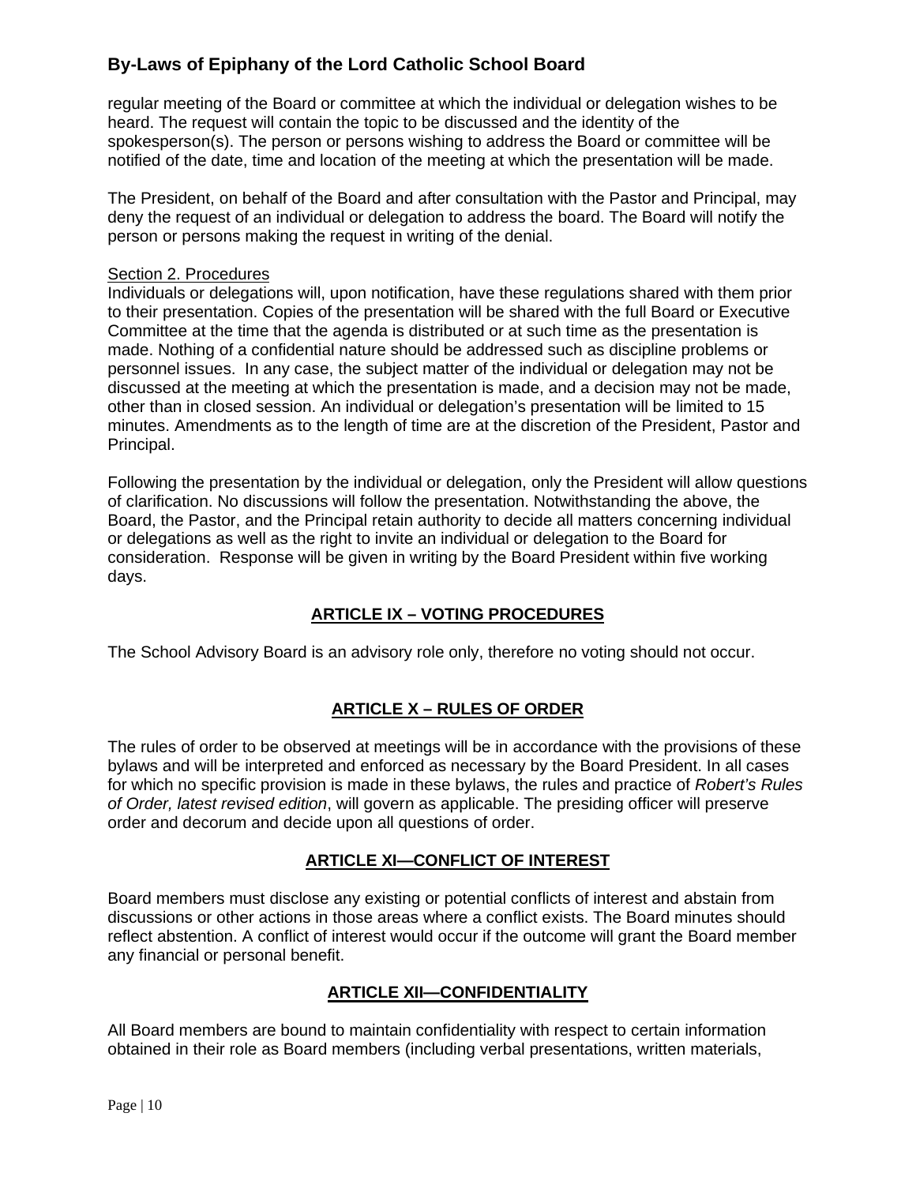regular meeting of the Board or committee at which the individual or delegation wishes to be heard. The request will contain the topic to be discussed and the identity of the spokesperson(s). The person or persons wishing to address the Board or committee will be notified of the date, time and location of the meeting at which the presentation will be made.

The President, on behalf of the Board and after consultation with the Pastor and Principal, may deny the request of an individual or delegation to address the board. The Board will notify the person or persons making the request in writing of the denial.

Section 2. Procedures

Individuals or delegations will, upon notification, have these regulations shared with them prior to their presentation. Copies of the presentation will be shared with the full Board or Executive Committee at the time that the agenda is distributed or at such time as the presentation is made. Nothing of a confidential nature should be addressed such as discipline problems or personnel issues. In any case, the subject matter of the individual or delegation may not be discussed at the meeting at which the presentation is made, and a decision may not be made, other than in closed session. An individual or delegation's presentation will be limited to 15 minutes. Amendments as to the length of time are at the discretion of the President, Pastor and Principal.

Following the presentation by the individual or delegation, only the President will allow questions of clarification. No discussions will follow the presentation. Notwithstanding the above, the Board, the Pastor, and the Principal retain authority to decide all matters concerning individual or delegations as well as the right to invite an individual or delegation to the Board for consideration. Response will be given in writing by the Board President within five working days.

## ARTICLE IX – VOTING PROCEDURES

The School Advisory Board is an advisory role only, therefore no voting should not occur.

## ARTICLE X – RULES OF ORDER

The rules of order to be observed at meetings will be in accordance with the provisions of these bylaws and will be interpreted and enforced as necessary by the Board President. In all cases for which no specific provision is made in these bylaws, the rules and practice of *Robert's Rules of Order, latest revised edition*, will govern as applicable. The presiding officer will preserve order and decorum and decide upon all questions of order.

## ARTICLE XI—CONFLICT OF INTEREST

Board members must disclose any existing or potential conflicts of interest and abstain from discussions or other actions in those areas where a conflict exists. The Board minutes should reflect abstention. A conflict of interest would occur if the outcome will grant the Board member any financial or personal benefit.

## ARTICLE XII—CONFIDENTIALITY

All Board members are bound to maintain confidentiality with respect to certain information obtained in their role as Board members (including verbal presentations, written materials,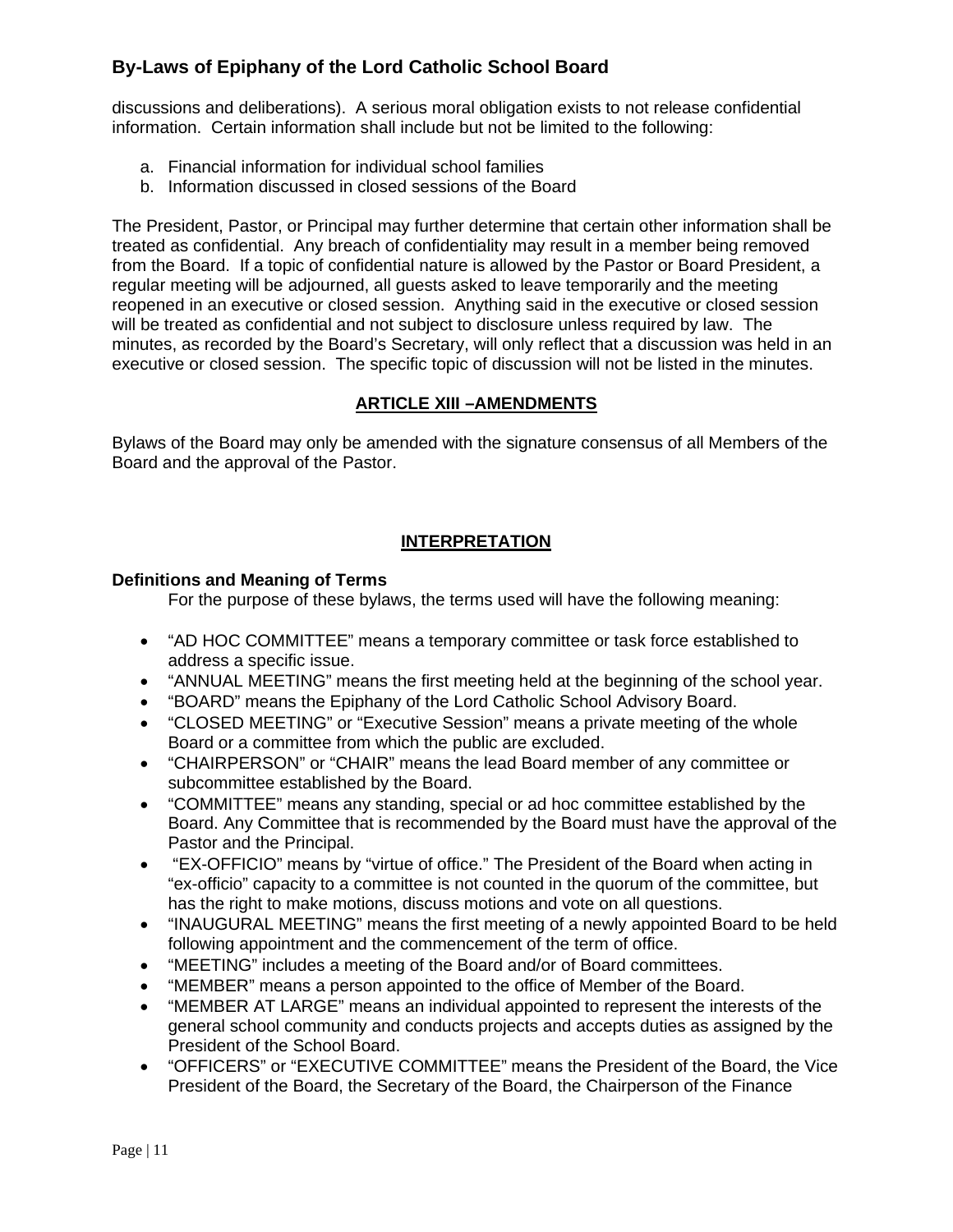discussions and deliberations). A serious moral obligation exists to not release confidential information. Certain information shall include but not be limited to the following:

a. Financial information for individual school families
b. Information discussed in closed sessions of the Board

The President, Pastor, or Principal may further determine that certain other information shall be treated as confidential. Any breach of confidentiality may result in a member being removed from the Board. If a topic of confidential nature is allowed by the Pastor or Board President, a regular meeting will be adjourned, all guests asked to leave temporarily and the meeting reopened in an executive or closed session. Anything said in the executive or closed session will be treated as confidential and not subject to disclosure unless required by law. The minutes, as recorded by the Board's Secretary, will only reflect that a discussion was held in an executive or closed session. The specific topic of discussion will not be listed in the minutes.

## ARTICLE XIII –AMENDMENTS

Bylaws of the Board may only be amended with the signature consensus of all Members of the Board and the approval of the Pastor.

## INTERPRETATION

### Definitions and Meaning of Terms

For the purpose of these bylaws, the terms used will have the following meaning:

- "AD HOC COMMITTEE" means a temporary committee or task force established to address a specific issue.
- "ANNUAL MEETING" means the first meeting held at the beginning of the school year.
- "BOARD" means the Epiphany of the Lord Catholic School Advisory Board.
- "CLOSED MEETING" or "Executive Session" means a private meeting of the whole Board or a committee from which the public are excluded.
- "CHAIRPERSON" or "CHAIR" means the lead Board member of any committee or subcommittee established by the Board.
- "COMMITTEE" means any standing, special or ad hoc committee established by the Board. Any Committee that is recommended by the Board must have the approval of the Pastor and the Principal.
- "EX-OFFICIO" means by "virtue of office." The President of the Board when acting in "ex-officio" capacity to a committee is not counted in the quorum of the committee, but has the right to make motions, discuss motions and vote on all questions.
- "INAUGURAL MEETING" means the first meeting of a newly appointed Board to be held following appointment and the commencement of the term of office.
- "MEETING" includes a meeting of the Board and/or of Board committees.
- "MEMBER" means a person appointed to the office of Member of the Board.
- "MEMBER AT LARGE" means an individual appointed to represent the interests of the general school community and conducts projects and accepts duties as assigned by the President of the School Board.
- "OFFICERS" or "EXECUTIVE COMMITTEE" means the President of the Board, the Vice President of the Board, the Secretary of the Board, the Chairperson of the Finance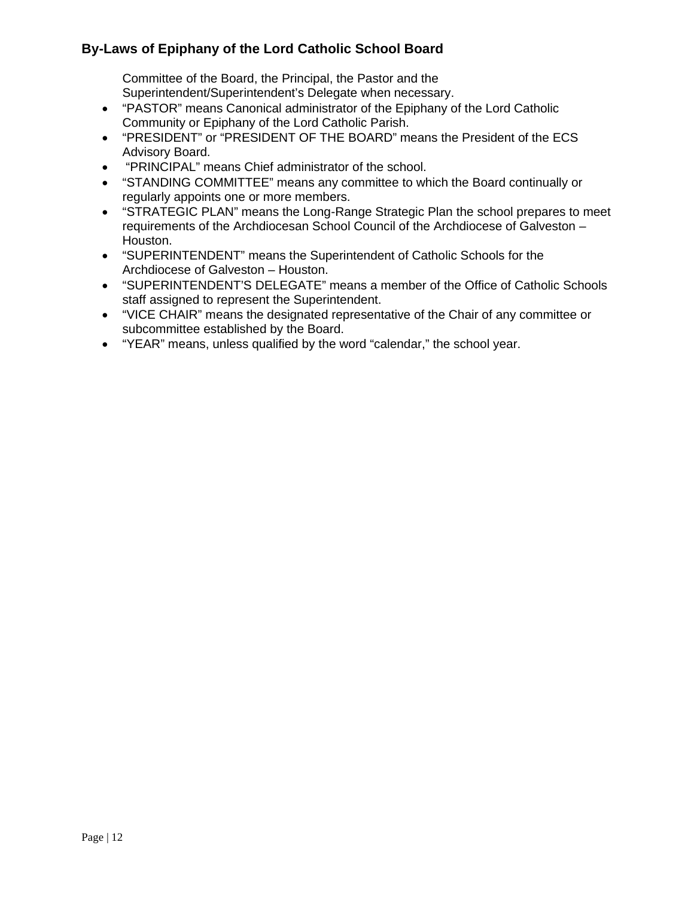Committee of the Board, the Principal, the Pastor and the Superintendent/Superintendent's Delegate when necessary.

- "PASTOR" means Canonical administrator of the Epiphany of the Lord Catholic Community or Epiphany of the Lord Catholic Parish.
- "PRESIDENT" or "PRESIDENT OF THE BOARD" means the President of the ECS Advisory Board.
- "PRINCIPAL" means Chief administrator of the school.
- "STANDING COMMITTEE" means any committee to which the Board continually or regularly appoints one or more members.
- "STRATEGIC PLAN" means the Long-Range Strategic Plan the school prepares to meet requirements of the Archdiocesan School Council of the Archdiocese of Galveston – Houston.
- "SUPERINTENDENT" means the Superintendent of Catholic Schools for the Archdiocese of Galveston – Houston.
- "SUPERINTENDENT'S DELEGATE" means a member of the Office of Catholic Schools staff assigned to represent the Superintendent.
- "VICE CHAIR" means the designated representative of the Chair of any committee or subcommittee established by the Board.
- "YEAR" means, unless qualified by the word "calendar," the school year.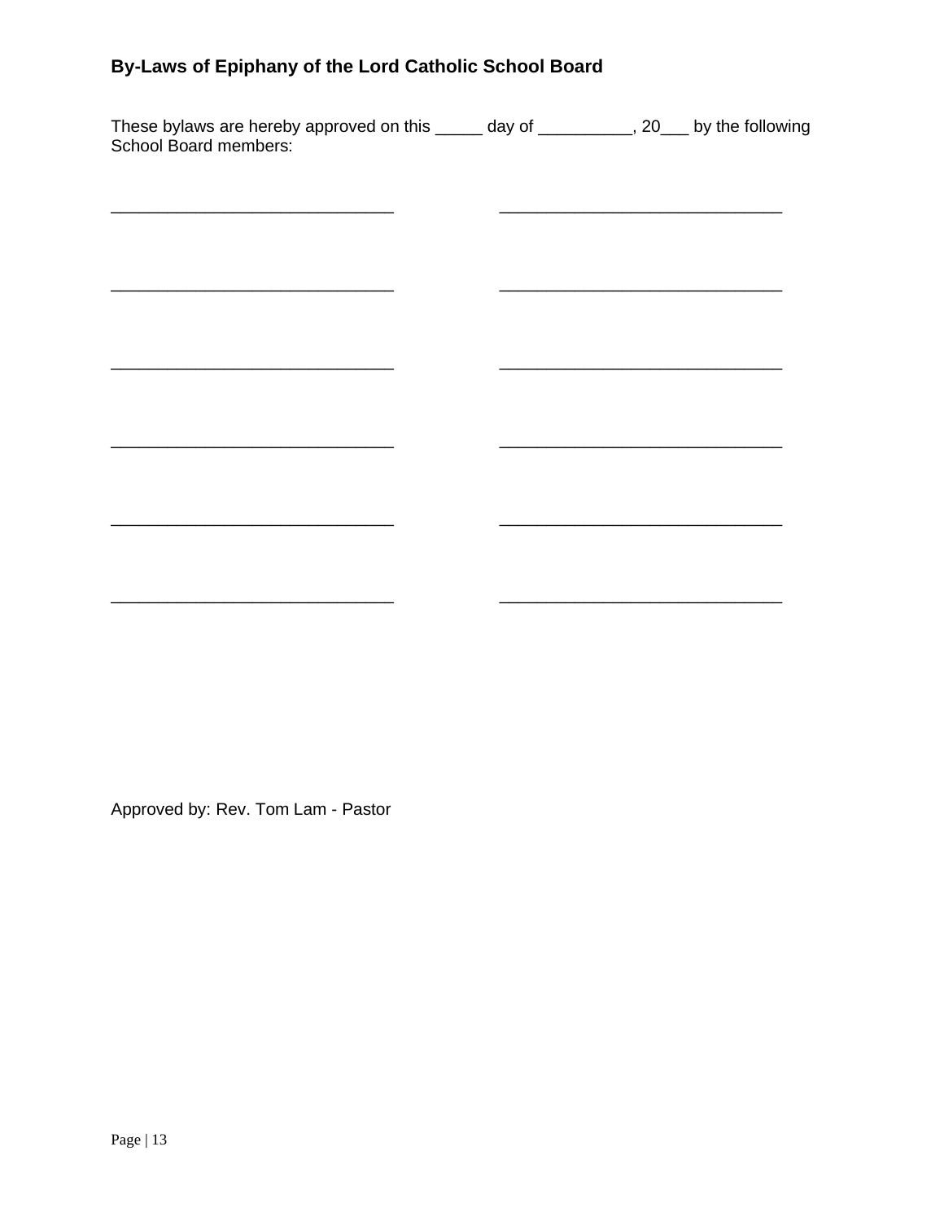**By-Laws of Epiphany of the Lord Catholic School Board**

These bylaws are hereby approved on this _____ day of __________, 20___ by the following School Board members:

______________________________ ______________________________

______________________________ ______________________________

______________________________ ______________________________

______________________________ ______________________________

______________________________ ______________________________

______________________________ ______________________________

Approved by: Rev. Tom Lam - Pastor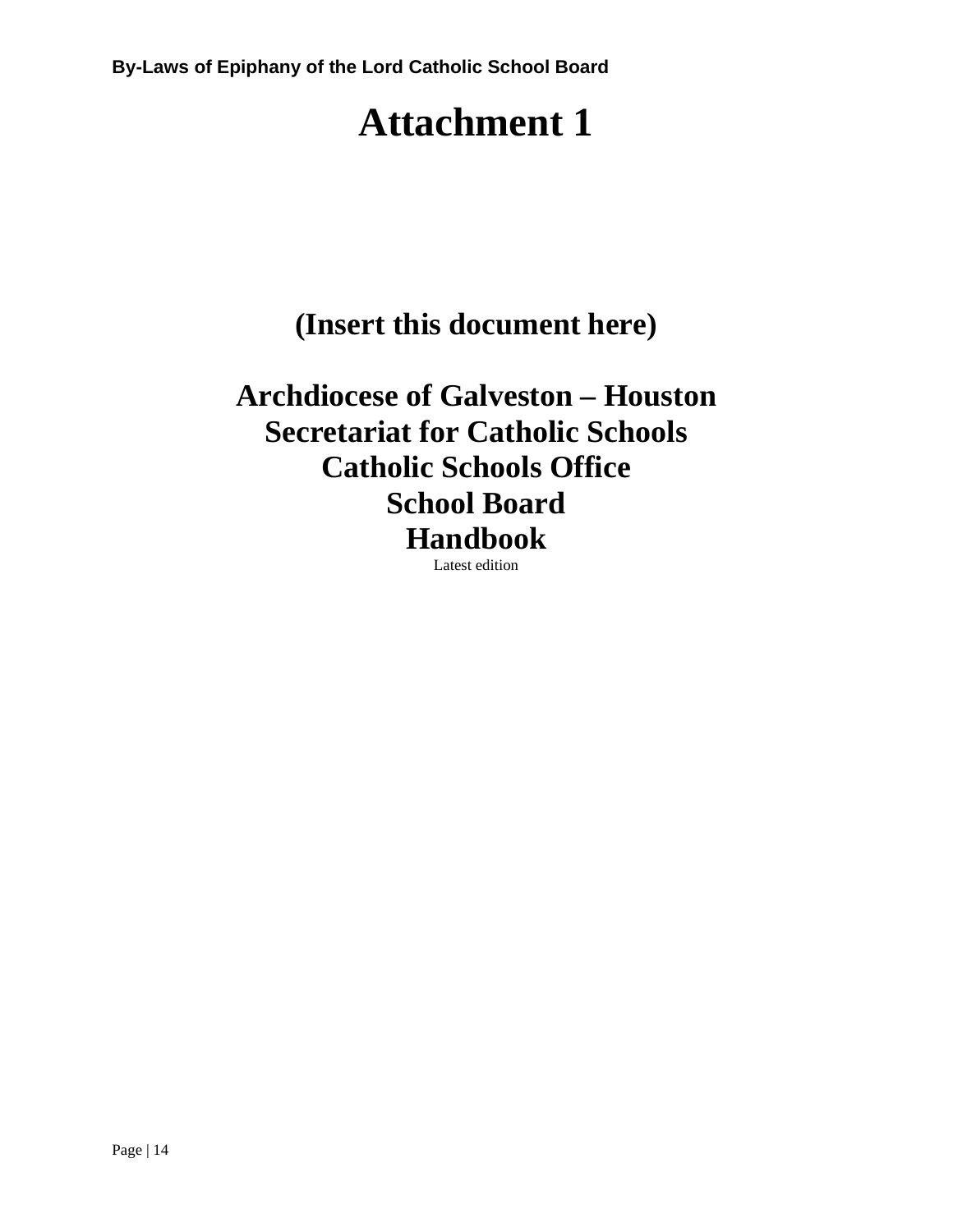# Attachment 1

**(Insert this document here)**

**Archdiocese of Galveston – Houston**
**Secretariat for Catholic Schools**
**Catholic Schools Office**
**School Board**
**Handbook**

Latest edition